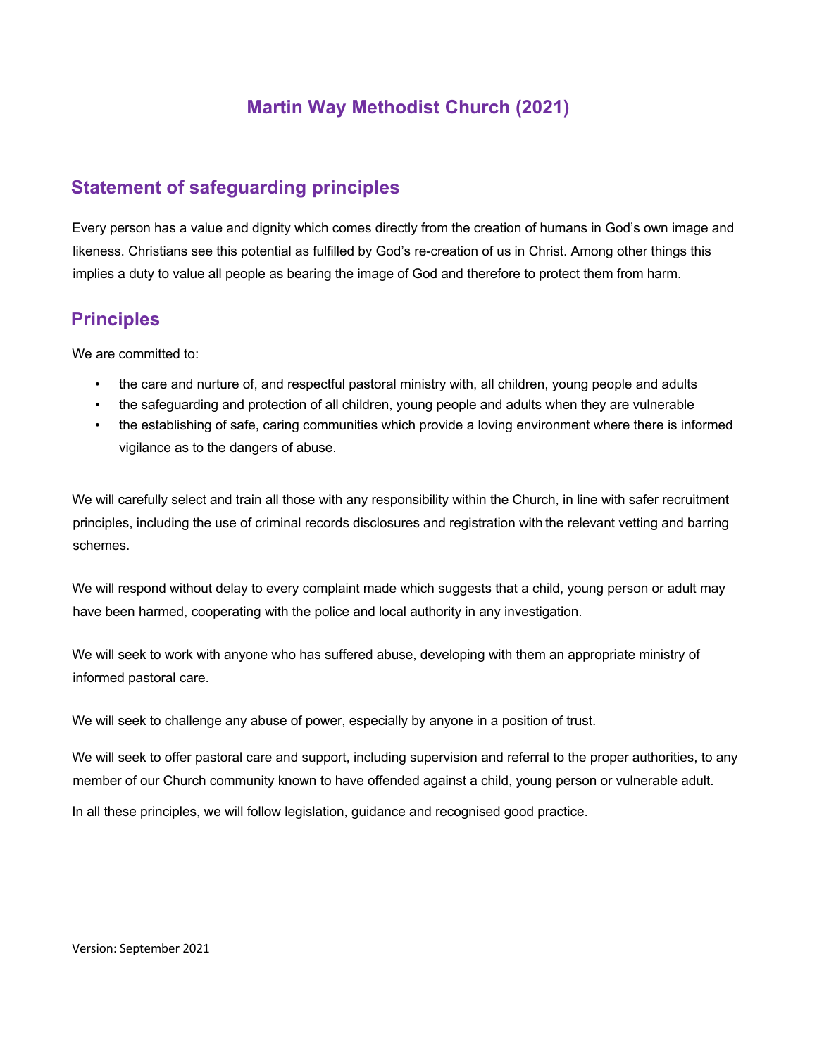# Martin Way Methodist Church (2021)

## Statement of safeguarding principles

Every person has a value and dignity which comes directly from the creation of humans in God's own image and likeness. Christians see this potential as fulfilled by God's re-creation of us in Christ. Among other things this implies a duty to value all people as bearing the image of God and therefore to protect them from harm.

## Principles

We are committed to:

- the care and nurture of, and respectful pastoral ministry with, all children, young people and adults
- the safeguarding and protection of all children, young people and adults when they are vulnerable
- the establishing of safe, caring communities which provide a loving environment where there is informed vigilance as to the dangers of abuse.

We will carefully select and train all those with any responsibility within the Church, in line with safer recruitment principles, including the use of criminal records disclosures and registration with the relevant vetting and barring schemes.

We will respond without delay to every complaint made which suggests that a child, young person or adult may have been harmed, cooperating with the police and local authority in any investigation.

We will seek to work with anyone who has suffered abuse, developing with them an appropriate ministry of informed pastoral care.

We will seek to challenge any abuse of power, especially by anyone in a position of trust.

We will seek to offer pastoral care and support, including supervision and referral to the proper authorities, to any member of our Church community known to have offended against a child, young person or vulnerable adult.

In all these principles, we will follow legislation, guidance and recognised good practice.

Version: September 2021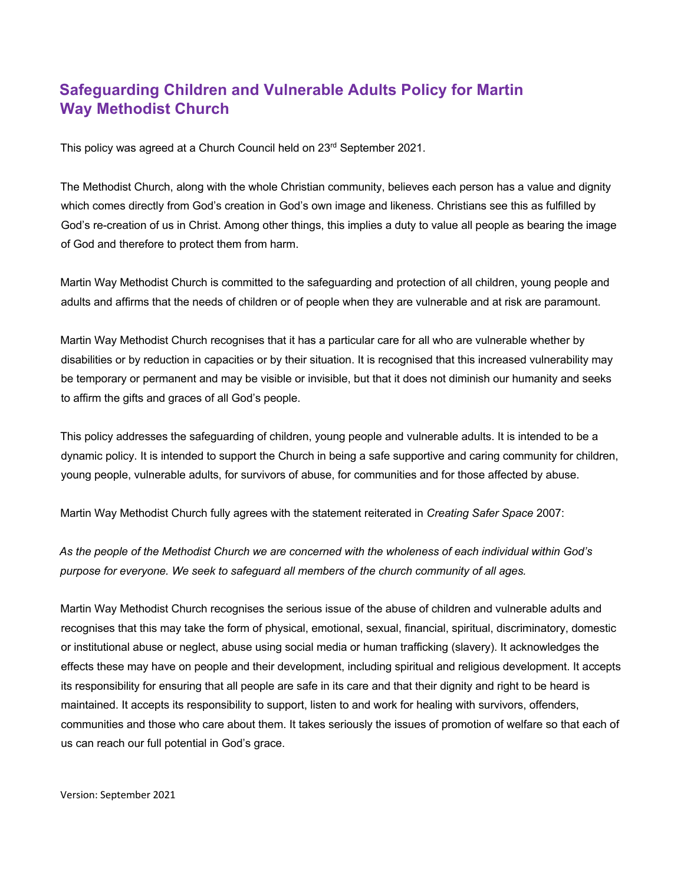# Safeguarding Children and Vulnerable Adults Policy for Martin Way Methodist Church

This policy was agreed at a Church Council held on 23rd September 2021.

The Methodist Church, along with the whole Christian community, believes each person has a value and dignity which comes directly from God's creation in God's own image and likeness. Christians see this as fulfilled by God's re-creation of us in Christ. Among other things, this implies a duty to value all people as bearing the image of God and therefore to protect them from harm.

Martin Way Methodist Church is committed to the safeguarding and protection of all children, young people and adults and affirms that the needs of children or of people when they are vulnerable and at risk are paramount.

Martin Way Methodist Church recognises that it has a particular care for all who are vulnerable whether by disabilities or by reduction in capacities or by their situation. It is recognised that this increased vulnerability may be temporary or permanent and may be visible or invisible, but that it does not diminish our humanity and seeks to affirm the gifts and graces of all God's people.

This policy addresses the safeguarding of children, young people and vulnerable adults. It is intended to be a dynamic policy. It is intended to support the Church in being a safe supportive and caring community for children, young people, vulnerable adults, for survivors of abuse, for communities and for those affected by abuse.

Martin Way Methodist Church fully agrees with the statement reiterated in *Creating Safer Space* 2007:

*As the people of the Methodist Church we are concerned with the wholeness of each individual within God's purpose for everyone. We seek to safeguard all members of the church community of all ages.*

Martin Way Methodist Church recognises the serious issue of the abuse of children and vulnerable adults and recognises that this may take the form of physical, emotional, sexual, financial, spiritual, discriminatory, domestic or institutional abuse or neglect, abuse using social media or human trafficking (slavery). It acknowledges the effects these may have on people and their development, including spiritual and religious development. It accepts its responsibility for ensuring that all people are safe in its care and that their dignity and right to be heard is maintained. It accepts its responsibility to support, listen to and work for healing with survivors, offenders, communities and those who care about them. It takes seriously the issues of promotion of welfare so that each of us can reach our full potential in God's grace.

Version: September 2021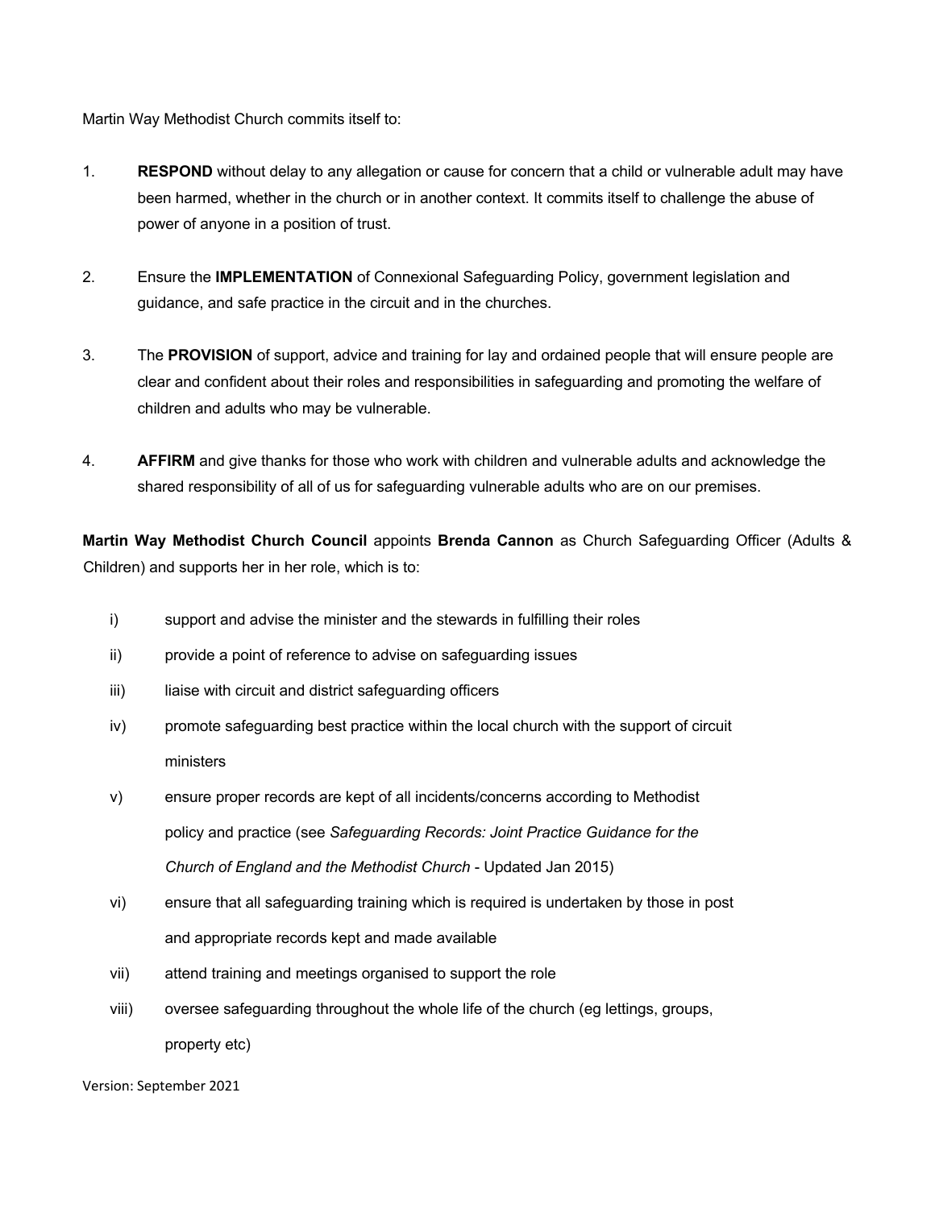Martin Way Methodist Church commits itself to:

1. **RESPOND** without delay to any allegation or cause for concern that a child or vulnerable adult may have been harmed, whether in the church or in another context. It commits itself to challenge the abuse of power of anyone in a position of trust.

2. Ensure the **IMPLEMENTATION** of Connexional Safeguarding Policy, government legislation and guidance, and safe practice in the circuit and in the churches.

3. The **PROVISION** of support, advice and training for lay and ordained people that will ensure people are clear and confident about their roles and responsibilities in safeguarding and promoting the welfare of children and adults who may be vulnerable.

4. **AFFIRM** and give thanks for those who work with children and vulnerable adults and acknowledge the shared responsibility of all of us for safeguarding vulnerable adults who are on our premises.

**Martin Way Methodist Church Council** appoints **Brenda Cannon** as Church Safeguarding Officer (Adults & Children) and supports her in her role, which is to:

i) support and advise the minister and the stewards in fulfilling their roles

ii) provide a point of reference to advise on safeguarding issues

iii) liaise with circuit and district safeguarding officers

iv) promote safeguarding best practice within the local church with the support of circuit ministers

v) ensure proper records are kept of all incidents/concerns according to Methodist policy and practice (see *Safeguarding Records: Joint Practice Guidance for the Church of England and the Methodist Church* - Updated Jan 2015)

vi) ensure that all safeguarding training which is required is undertaken by those in post and appropriate records kept and made available

vii) attend training and meetings organised to support the role

viii) oversee safeguarding throughout the whole life of the church (eg lettings, groups, property etc)

Version: September 2021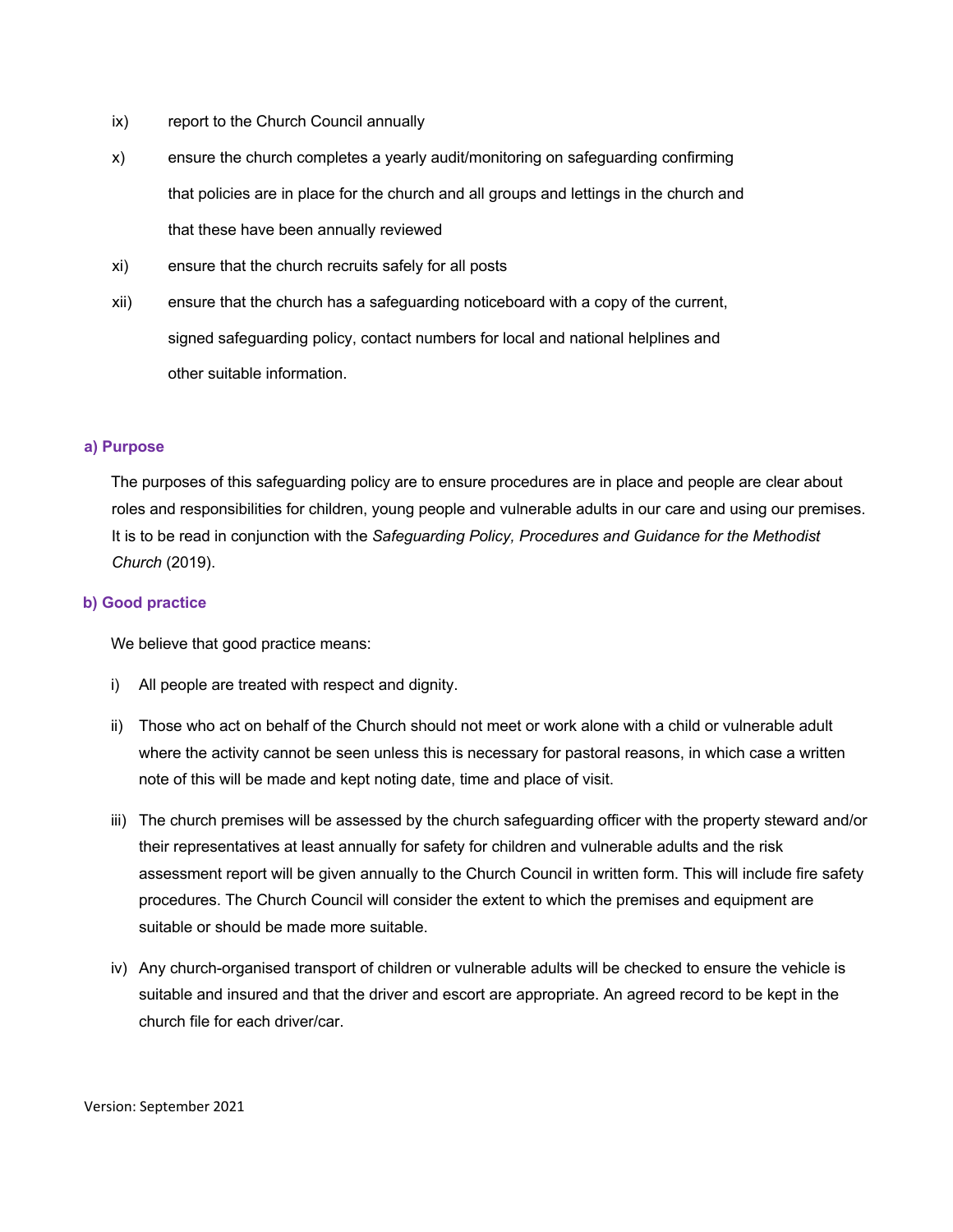ix) report to the Church Council annually

x) ensure the church completes a yearly audit/monitoring on safeguarding confirming that policies are in place for the church and all groups and lettings in the church and that these have been annually reviewed

xi) ensure that the church recruits safely for all posts

xii) ensure that the church has a safeguarding noticeboard with a copy of the current, signed safeguarding policy, contact numbers for local and national helplines and other suitable information.

### a) Purpose

The purposes of this safeguarding policy are to ensure procedures are in place and people are clear about roles and responsibilities for children, young people and vulnerable adults in our care and using our premises. It is to be read in conjunction with the *Safeguarding Policy, Procedures and Guidance for the Methodist Church* (2019).

### b) Good practice

We believe that good practice means:

i) All people are treated with respect and dignity.

ii) Those who act on behalf of the Church should not meet or work alone with a child or vulnerable adult where the activity cannot be seen unless this is necessary for pastoral reasons, in which case a written note of this will be made and kept noting date, time and place of visit.

iii) The church premises will be assessed by the church safeguarding officer with the property steward and/or their representatives at least annually for safety for children and vulnerable adults and the risk assessment report will be given annually to the Church Council in written form. This will include fire safety procedures. The Church Council will consider the extent to which the premises and equipment are suitable or should be made more suitable.

iv) Any church-organised transport of children or vulnerable adults will be checked to ensure the vehicle is suitable and insured and that the driver and escort are appropriate. An agreed record to be kept in the church file for each driver/car.

Version: September 2021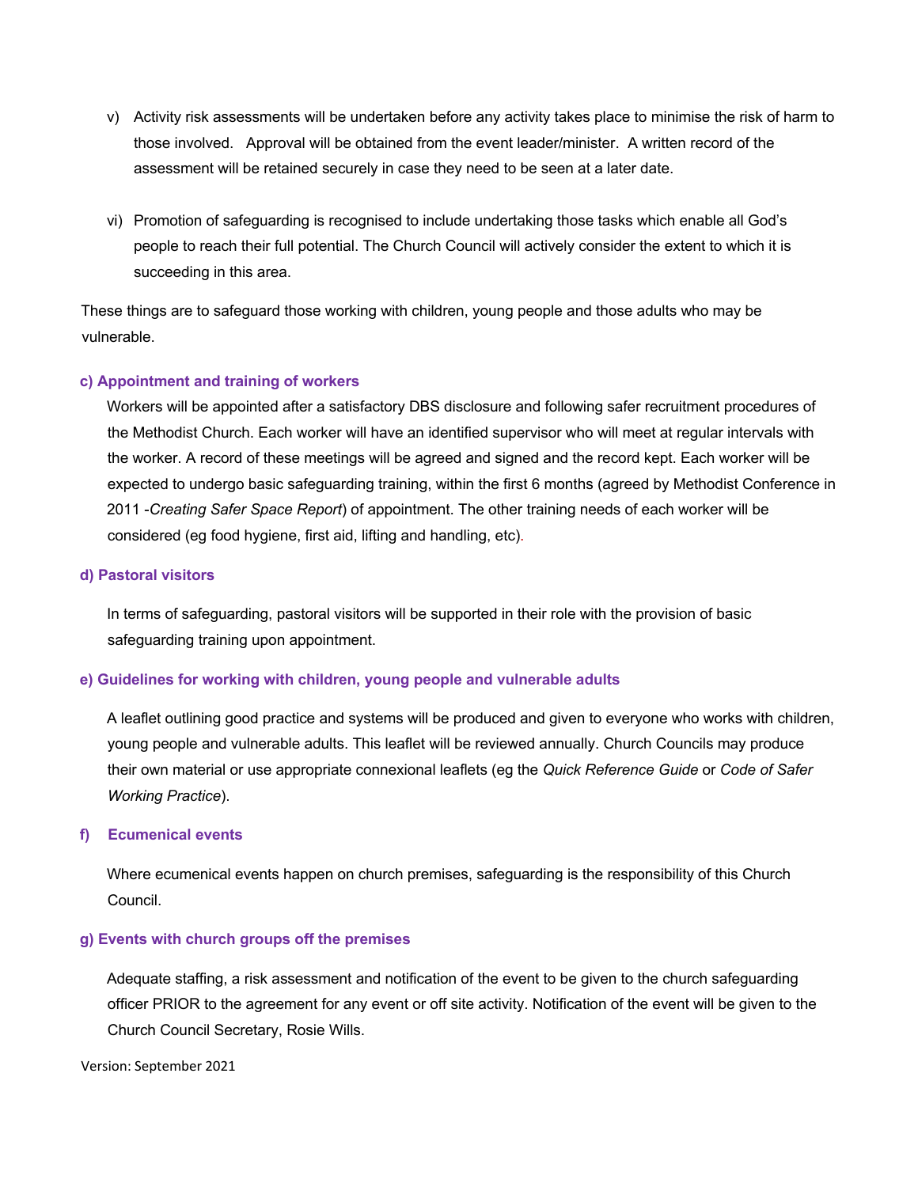v) Activity risk assessments will be undertaken before any activity takes place to minimise the risk of harm to those involved. Approval will be obtained from the event leader/minister. A written record of the assessment will be retained securely in case they need to be seen at a later date.

vi) Promotion of safeguarding is recognised to include undertaking those tasks which enable all God's people to reach their full potential. The Church Council will actively consider the extent to which it is succeeding in this area.

These things are to safeguard those working with children, young people and those adults who may be vulnerable.

#### c) Appointment and training of workers

Workers will be appointed after a satisfactory DBS disclosure and following safer recruitment procedures of the Methodist Church. Each worker will have an identified supervisor who will meet at regular intervals with the worker. A record of these meetings will be agreed and signed and the record kept. Each worker will be expected to undergo basic safeguarding training, within the first 6 months (agreed by Methodist Conference in 2011 -*Creating Safer Space Report*) of appointment. The other training needs of each worker will be considered (eg food hygiene, first aid, lifting and handling, etc).

#### d) Pastoral visitors

In terms of safeguarding, pastoral visitors will be supported in their role with the provision of basic safeguarding training upon appointment.

#### e) Guidelines for working with children, young people and vulnerable adults

A leaflet outlining good practice and systems will be produced and given to everyone who works with children, young people and vulnerable adults. This leaflet will be reviewed annually. Church Councils may produce their own material or use appropriate connexional leaflets (eg the *Quick Reference Guide* or *Code of Safer Working Practice*).

#### f) Ecumenical events

Where ecumenical events happen on church premises, safeguarding is the responsibility of this Church Council.

#### g) Events with church groups off the premises

Adequate staffing, a risk assessment and notification of the event to be given to the church safeguarding officer PRIOR to the agreement for any event or off site activity. Notification of the event will be given to the Church Council Secretary, Rosie Wills.

Version: September 2021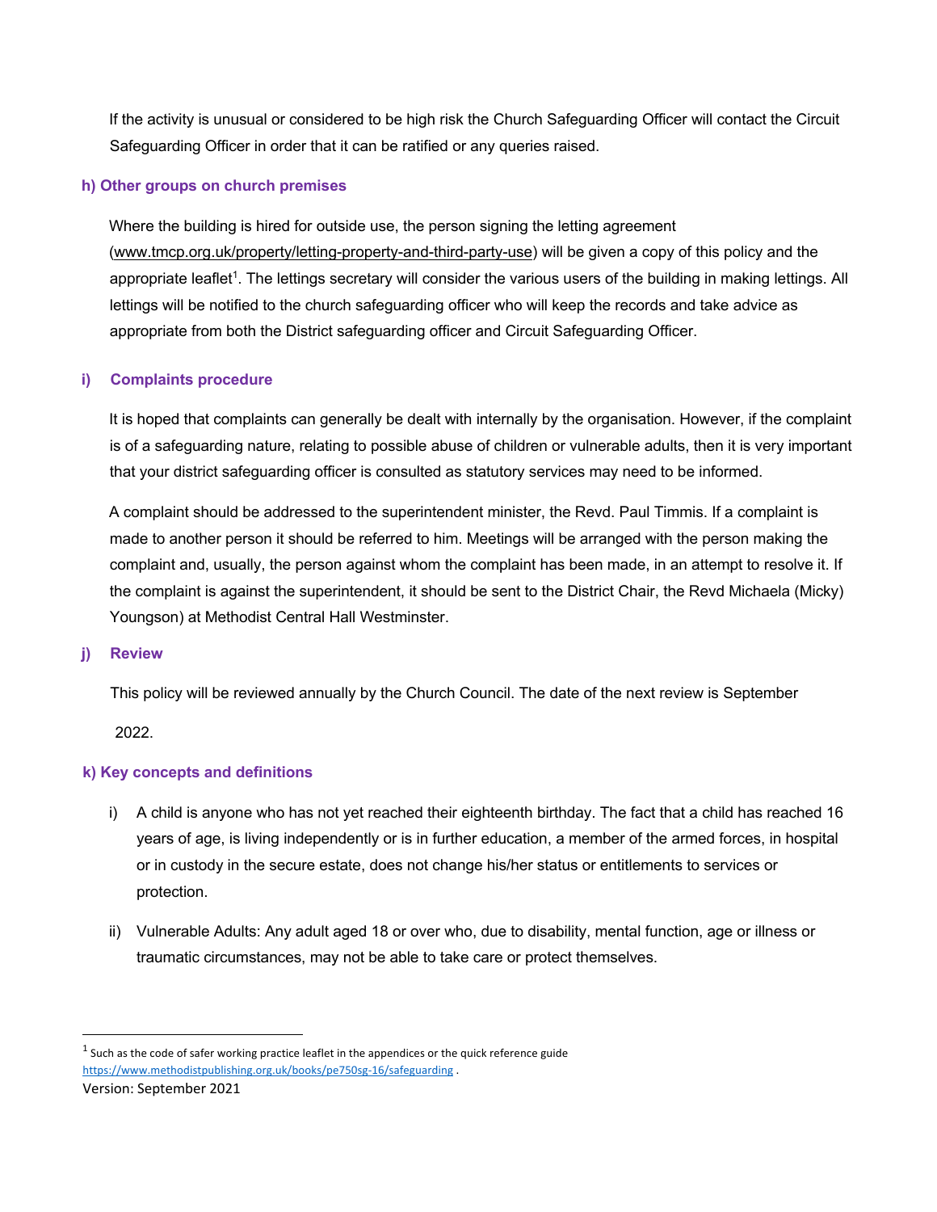If the activity is unusual or considered to be high risk the Church Safeguarding Officer will contact the Circuit Safeguarding Officer in order that it can be ratified or any queries raised.

### h) Other groups on church premises

Where the building is hired for outside use, the person signing the letting agreement (www.tmcp.org.uk/property/letting-property-and-third-party-use) will be given a copy of this policy and the appropriate leaflet[1]. The lettings secretary will consider the various users of the building in making lettings. All lettings will be notified to the church safeguarding officer who will keep the records and take advice as appropriate from both the District safeguarding officer and Circuit Safeguarding Officer.

### i) Complaints procedure

It is hoped that complaints can generally be dealt with internally by the organisation. However, if the complaint is of a safeguarding nature, relating to possible abuse of children or vulnerable adults, then it is very important that your district safeguarding officer is consulted as statutory services may need to be informed.

A complaint should be addressed to the superintendent minister, the Revd. Paul Timmis. If a complaint is made to another person it should be referred to him. Meetings will be arranged with the person making the complaint and, usually, the person against whom the complaint has been made, in an attempt to resolve it. If the complaint is against the superintendent, it should be sent to the District Chair, the Revd Michaela (Micky) Youngson) at Methodist Central Hall Westminster.

### j) Review

This policy will be reviewed annually by the Church Council. The date of the next review is September 2022.

### k) Key concepts and definitions

i) A child is anyone who has not yet reached their eighteenth birthday. The fact that a child has reached 16 years of age, is living independently or is in further education, a member of the armed forces, in hospital or in custody in the secure estate, does not change his/her status or entitlements to services or protection.

ii) Vulnerable Adults: Any adult aged 18 or over who, due to disability, mental function, age or illness or traumatic circumstances, may not be able to take care or protect themselves.

---

[1] Such as the code of safer working practice leaflet in the appendices or the quick reference guide https://www.methodistpublishing.org.uk/books/pe750sg-16/safeguarding .

Version: September 2021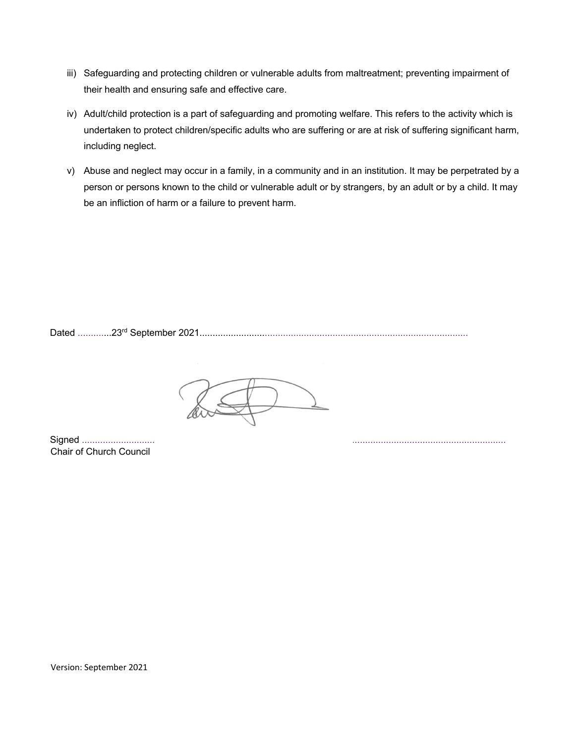iii) Safeguarding and protecting children or vulnerable adults from maltreatment; preventing impairment of their health and ensuring safe and effective care.

iv) Adult/child protection is a part of safeguarding and promoting welfare. This refers to the activity which is undertaken to protect children/specific adults who are suffering or are at risk of suffering significant harm, including neglect.

v) Abuse and neglect may occur in a family, in a community and in an institution. It may be perpetrated by a person or persons known to the child or vulnerable adult or by strangers, by an adult or by a child. It may be an infliction of harm or a failure to prevent harm.

Dated ............23rd September 2021..........................................................................................................

Signed ............................ ..........................................................

Chair of Church Council

Version: September 2021